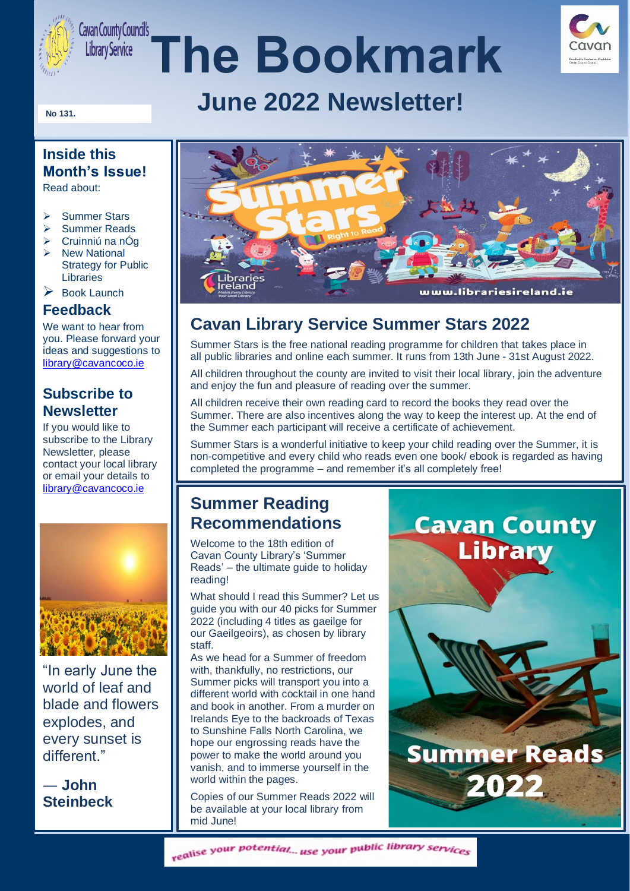Cavan County Council's Library Service

# The Bookmark

## June 2022 Newsletter!

No 131.

### Inside this Month's Issue!

Read about:

- Summer Stars
- Summer Reads
- Cruinniú na nÓg
- New National Strategy for Public Libraries
- Book Launch

### Feedback

We want to hear from you. Please forward your ideas and suggestions to library@cavancoco.ie

### Subscribe to Newsletter

If you would like to subscribe to the Library Newsletter, please contact your local library or email your details to library@cavancoco.ie

"In early June the world of leaf and blade and flowers explodes, and every sunset is different."

— **John Steinbeck**

## Cavan Library Service Summer Stars 2022

Summer Stars is the free national reading programme for children that takes place in all public libraries and online each summer. It runs from 13th June - 31st August 2022.

All children throughout the county are invited to visit their local library, join the adventure and enjoy the fun and pleasure of reading over the summer.

All children receive their own reading card to record the books they read over the Summer. There are also incentives along the way to keep the interest up. At the end of the Summer each participant will receive a certificate of achievement.

Summer Stars is a wonderful initiative to keep your child reading over the Summer, it is non-competitive and every child who reads even one book/ ebook is regarded as having completed the programme – and remember it's all completely free!

## Summer Reading Recommendations

Welcome to the 18th edition of Cavan County Library's 'Summer Reads' – the ultimate guide to holiday reading!

What should I read this Summer? Let us guide you with our 40 picks for Summer 2022 (including 4 titles as gaeilge for our Gaeilgeoirs), as chosen by library staff.

As we head for a Summer of freedom with, thankfully, no restrictions, our Summer picks will transport you into a different world with cocktail in one hand and book in another. From a murder on Irelands Eye to the backroads of Texas to Sunshine Falls North Carolina, we hope our engrossing reads have the power to make the world around you vanish, and to immerse yourself in the world within the pages.

Copies of our Summer Reads 2022 will be available at your local library from mid June!

realise your potential... use your public library services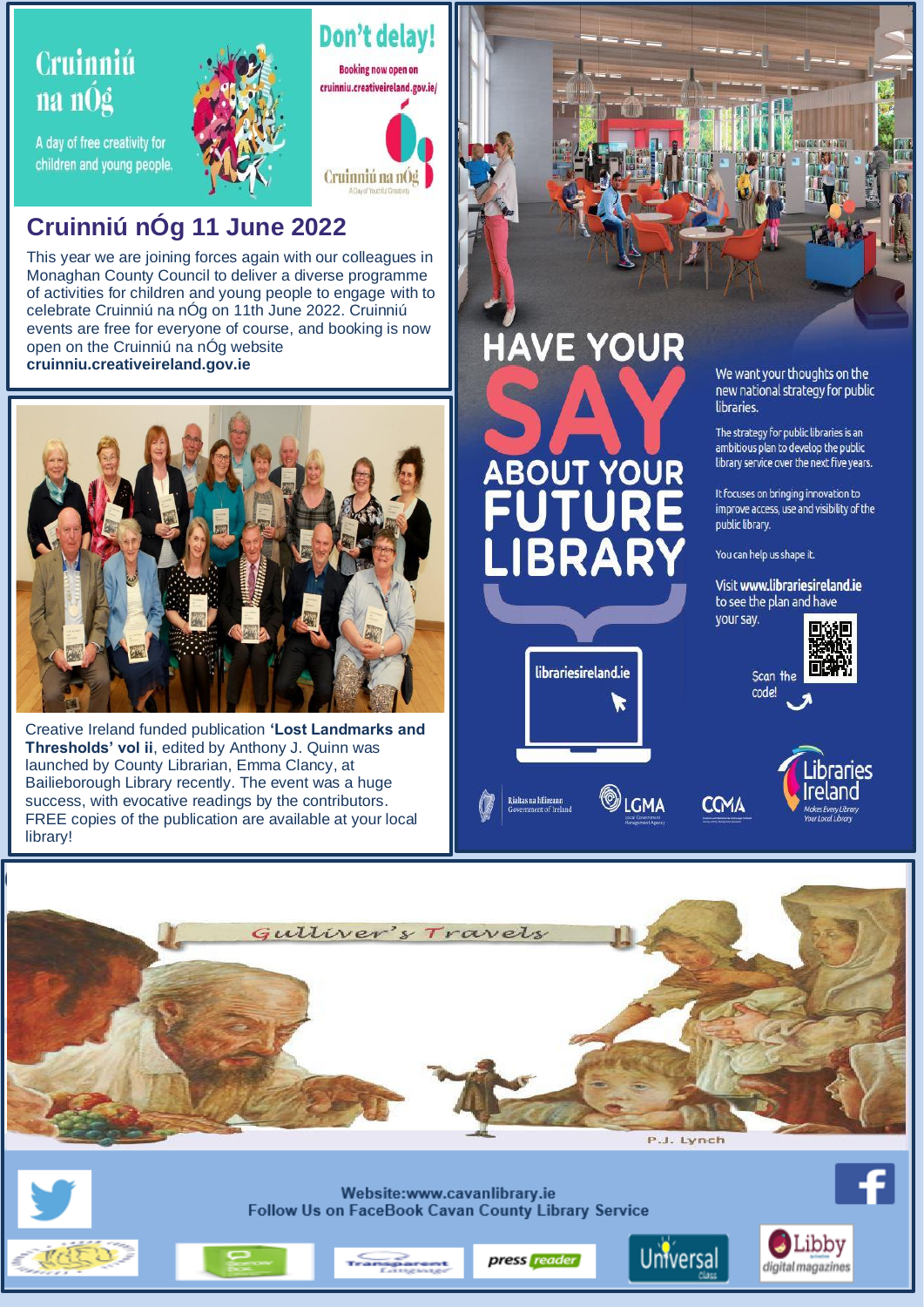Cruinniú na nÓg

A day of free creativity for children and young people.

Don't delay!

Booking now open on cruiniu.creativeireland.gov.ie/

Cruinniú na nÓg

## Cruinniú nÓg 11 June 2022

This year we are joining forces again with our colleagues in Monaghan County Council to deliver a diverse programme of activities for children and young people to engage with to celebrate Cruinniú na nÓg on 11th June 2022. Cruinniú events are free for everyone of course, and booking is now open on the Cruinniú na nÓg website **cruinniu.creativeireland.gov.ie**

Creative Ireland funded publication **'Lost Landmarks and Thresholds' vol ii**, edited by Anthony J. Quinn was launched by County Librarian, Emma Clancy, at Bailieborough Library recently. The event was a huge success, with evocative readings by the contributors. FREE copies of the publication are available at your local library!

# HAVE YOUR SAY ABOUT YOUR FUTURE LIBRARY

We want your thoughts on the new national strategy for public libraries.

The strategy for public libraries is an ambitious plan to develop the public library service over the next five years.

It focuses on bringing innovation to improve access, use and visibility of the public library.

You can help us shape it.

Visit **www.librariesireland.ie** to see the plan and have your say.

librariesireland.ie

Scan the code!

Rialtas na hÉireann Government of Ireland

LGMA

CCMA

Libraries Ireland — Makes Every Library Your Local Library

Gulliver's Travels

P.J. Lynch

Website:www.cavanlibrary.ie
Follow Us on FaceBook Cavan County Library Service

press reader

Universal Class

Libby digital magazines